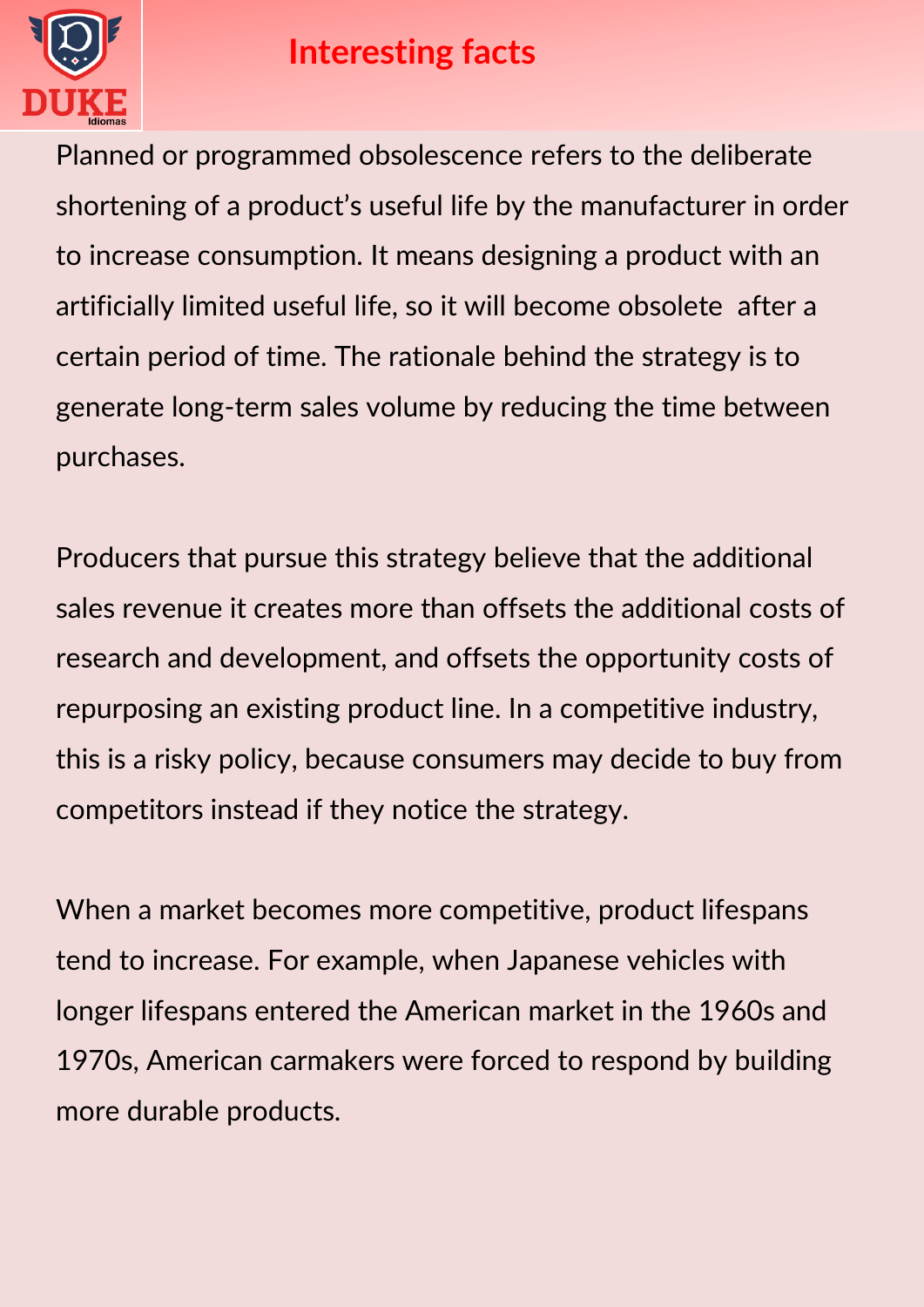# Interesting facts

Planned or programmed obsolescence refers to the deliberate shortening of a product's useful life by the manufacturer in order to increase consumption. It means designing a product with an artificially limited useful life, so it will become obsolete after a certain period of time. The rationale behind the strategy is to generate long-term sales volume by reducing the time between purchases.

Producers that pursue this strategy believe that the additional sales revenue it creates more than offsets the additional costs of research and development, and offsets the opportunity costs of repurposing an existing product line. In a competitive industry, this is a risky policy, because consumers may decide to buy from competitors instead if they notice the strategy.

When a market becomes more competitive, product lifespans tend to increase. For example, when Japanese vehicles with longer lifespans entered the American market in the 1960s and 1970s, American carmakers were forced to respond by building more durable products.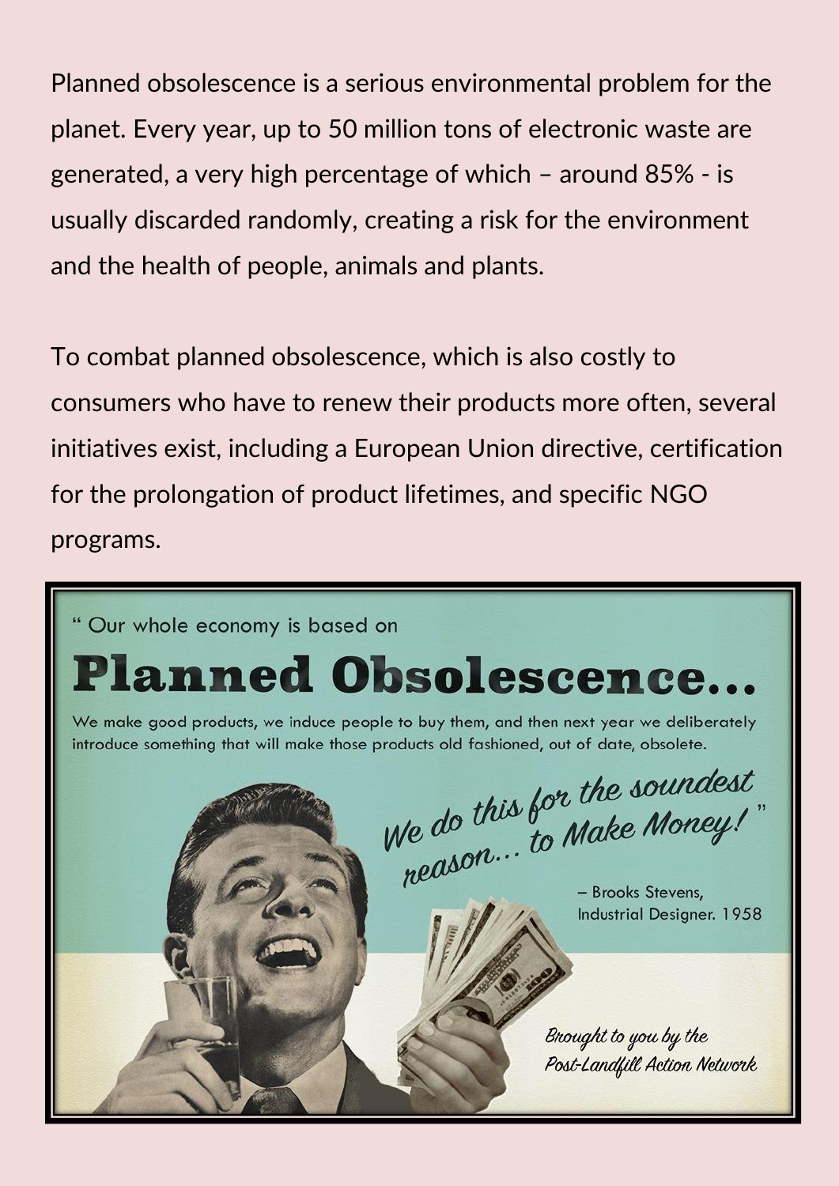Planned obsolescence is a serious environmental problem for the planet. Every year, up to 50 million tons of electronic waste are generated, a very high percentage of which – around 85% - is usually discarded randomly, creating a risk for the environment and the health of people, animals and plants.

To combat planned obsolescence, which is also costly to consumers who have to renew their products more often, several initiatives exist, including a European Union directive, certification for the prolongation of product lifetimes, and specific NGO programs.

" Our whole economy is based on

**Planned Obsolescence...**

We make good products, we induce people to buy them, and then next year we deliberately introduce something that will make those products old fashioned, out of date, obsolete.

*We do this for the soundest reason... to Make Money!* "

– Brooks Stevens, Industrial Designer. 1958

*Brought to you by the Post-Landfill Action Network*